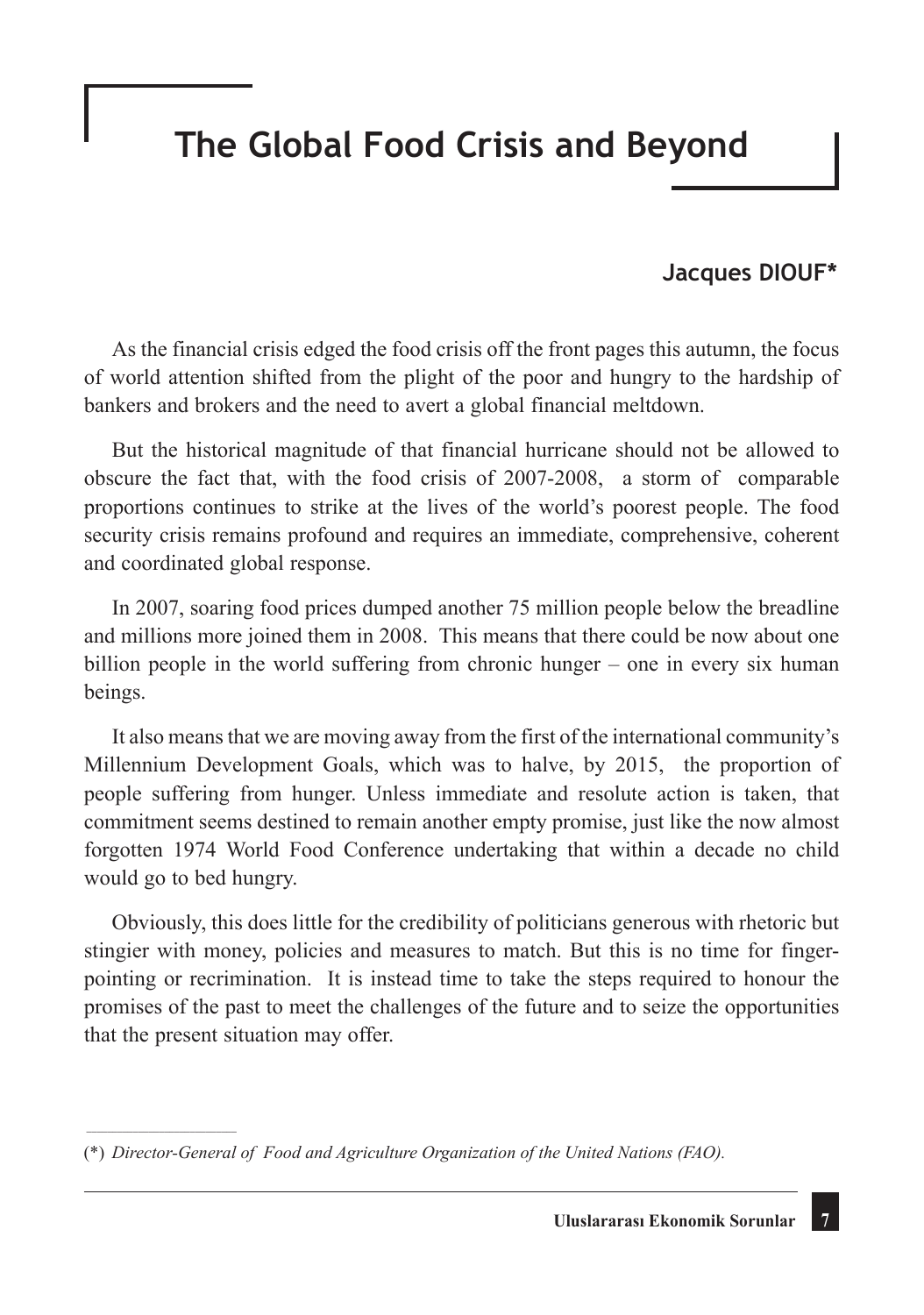# The Global Food Crisis and Beyond

**Jacques DIOUF***

As the financial crisis edged the food crisis off the front pages this autumn, the focus of world attention shifted from the plight of the poor and hungry to the hardship of bankers and brokers and the need to avert a global financial meltdown.

But the historical magnitude of that financial hurricane should not be allowed to obscure the fact that, with the food crisis of 2007-2008, a storm of comparable proportions continues to strike at the lives of the world's poorest people. The food security crisis remains profound and requires an immediate, comprehensive, coherent and coordinated global response.

In 2007, soaring food prices dumped another 75 million people below the breadline and millions more joined them in 2008. This means that there could be now about one billion people in the world suffering from chronic hunger – one in every six human beings.

It also means that we are moving away from the first of the international community's Millennium Development Goals, which was to halve, by 2015, the proportion of people suffering from hunger. Unless immediate and resolute action is taken, that commitment seems destined to remain another empty promise, just like the now almost forgotten 1974 World Food Conference undertaking that within a decade no child would go to bed hungry.

Obviously, this does little for the credibility of politicians generous with rhetoric but stingier with money, policies and measures to match. But this is no time for finger-pointing or recrimination. It is instead time to take the steps required to honour the promises of the past to meet the challenges of the future and to seize the opportunities that the present situation may offer.

---

(*) *Director-General of Food and Agriculture Organization of the United Nations (FAO).*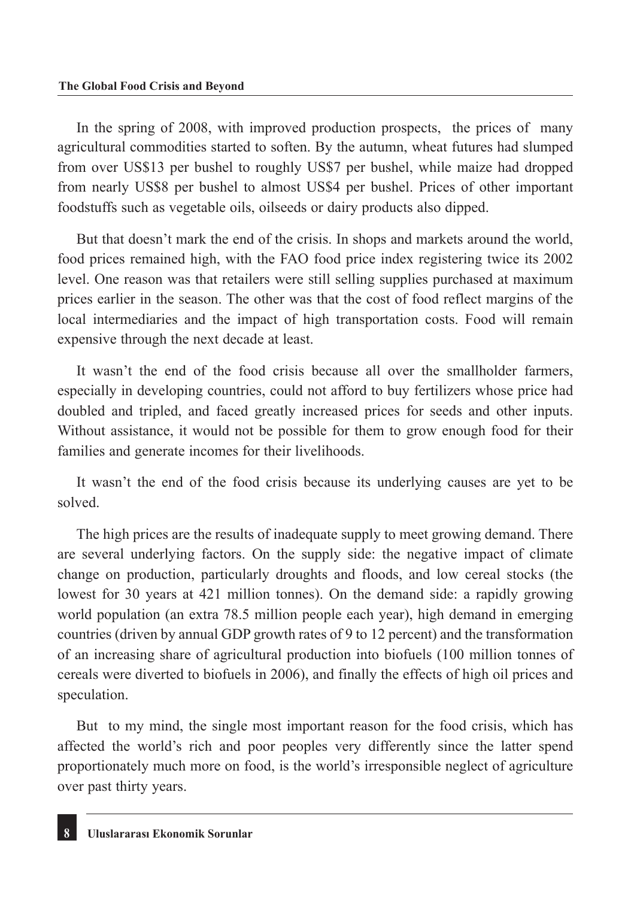In the spring of 2008, with improved production prospects, the prices of many agricultural commodities started to soften. By the autumn, wheat futures had slumped from over US$13 per bushel to roughly US$7 per bushel, while maize had dropped from nearly US$8 per bushel to almost US$4 per bushel. Prices of other important foodstuffs such as vegetable oils, oilseeds or dairy products also dipped.

But that doesn't mark the end of the crisis. In shops and markets around the world, food prices remained high, with the FAO food price index registering twice its 2002 level. One reason was that retailers were still selling supplies purchased at maximum prices earlier in the season. The other was that the cost of food reflect margins of the local intermediaries and the impact of high transportation costs. Food will remain expensive through the next decade at least.

It wasn't the end of the food crisis because all over the smallholder farmers, especially in developing countries, could not afford to buy fertilizers whose price had doubled and tripled, and faced greatly increased prices for seeds and other inputs. Without assistance, it would not be possible for them to grow enough food for their families and generate incomes for their livelihoods.

It wasn't the end of the food crisis because its underlying causes are yet to be solved.

The high prices are the results of inadequate supply to meet growing demand. There are several underlying factors. On the supply side: the negative impact of climate change on production, particularly droughts and floods, and low cereal stocks (the lowest for 30 years at 421 million tonnes). On the demand side: a rapidly growing world population (an extra 78.5 million people each year), high demand in emerging countries (driven by annual GDP growth rates of 9 to 12 percent) and the transformation of an increasing share of agricultural production into biofuels (100 million tonnes of cereals were diverted to biofuels in 2006), and finally the effects of high oil prices and speculation.

But to my mind, the single most important reason for the food crisis, which has affected the world's rich and poor peoples very differently since the latter spend proportionately much more on food, is the world's irresponsible neglect of agriculture over past thirty years.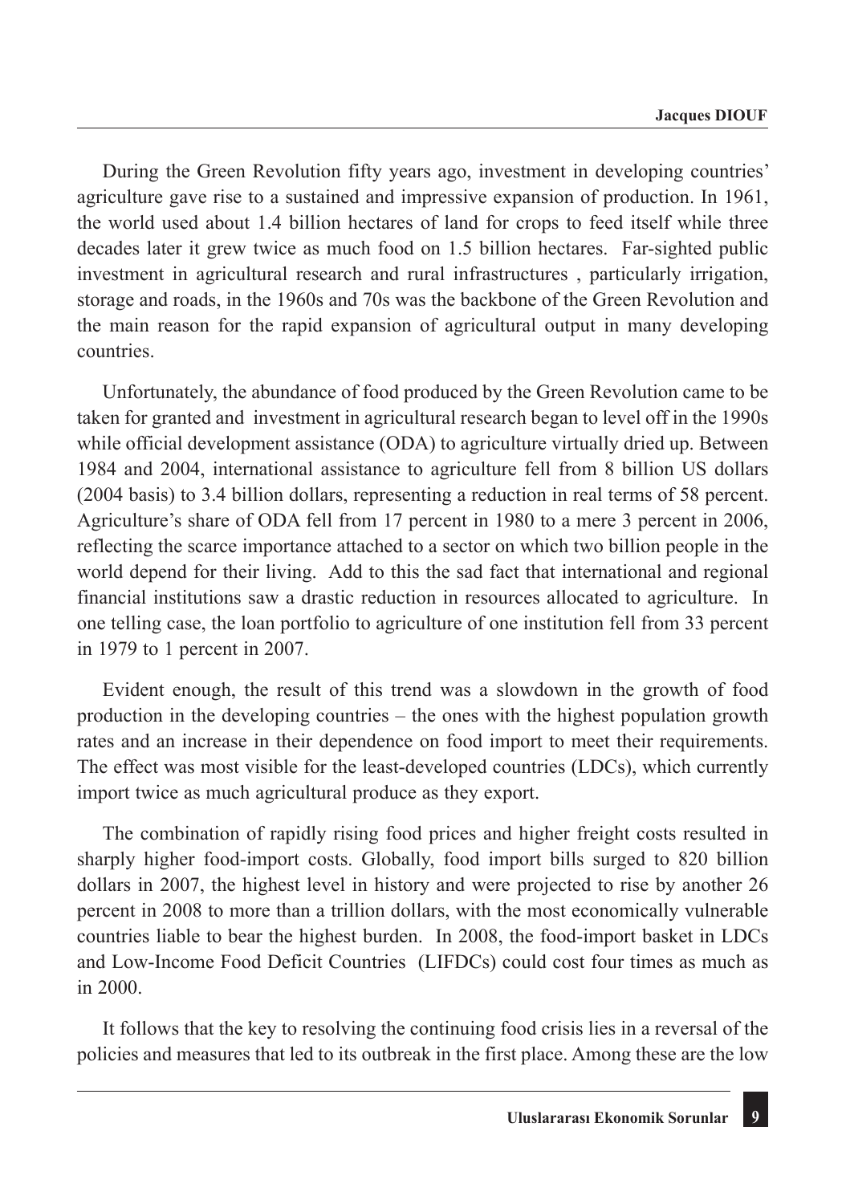During the Green Revolution fifty years ago, investment in developing countries' agriculture gave rise to a sustained and impressive expansion of production. In 1961, the world used about 1.4 billion hectares of land for crops to feed itself while three decades later it grew twice as much food on 1.5 billion hectares. Far-sighted public investment in agricultural research and rural infrastructures , particularly irrigation, storage and roads, in the 1960s and 70s was the backbone of the Green Revolution and the main reason for the rapid expansion of agricultural output in many developing countries.

Unfortunately, the abundance of food produced by the Green Revolution came to be taken for granted and investment in agricultural research began to level off in the 1990s while official development assistance (ODA) to agriculture virtually dried up. Between 1984 and 2004, international assistance to agriculture fell from 8 billion US dollars (2004 basis) to 3.4 billion dollars, representing a reduction in real terms of 58 percent. Agriculture's share of ODA fell from 17 percent in 1980 to a mere 3 percent in 2006, reflecting the scarce importance attached to a sector on which two billion people in the world depend for their living. Add to this the sad fact that international and regional financial institutions saw a drastic reduction in resources allocated to agriculture. In one telling case, the loan portfolio to agriculture of one institution fell from 33 percent in 1979 to 1 percent in 2007.

Evident enough, the result of this trend was a slowdown in the growth of food production in the developing countries – the ones with the highest population growth rates and an increase in their dependence on food import to meet their requirements. The effect was most visible for the least-developed countries (LDCs), which currently import twice as much agricultural produce as they export.

The combination of rapidly rising food prices and higher freight costs resulted in sharply higher food-import costs. Globally, food import bills surged to 820 billion dollars in 2007, the highest level in history and were projected to rise by another 26 percent in 2008 to more than a trillion dollars, with the most economically vulnerable countries liable to bear the highest burden. In 2008, the food-import basket in LDCs and Low-Income Food Deficit Countries (LIFDCs) could cost four times as much as in 2000.

It follows that the key to resolving the continuing food crisis lies in a reversal of the policies and measures that led to its outbreak in the first place. Among these are the low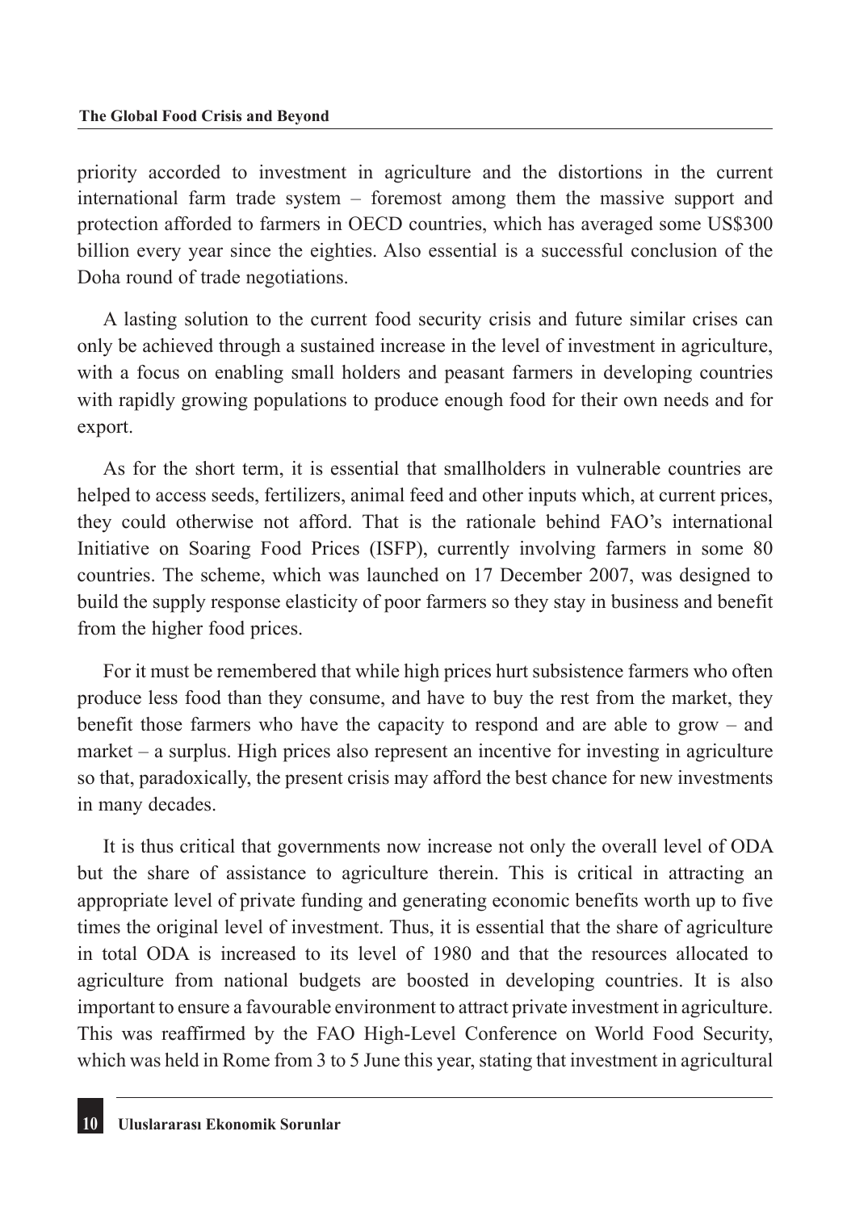priority accorded to investment in agriculture and the distortions in the current international farm trade system – foremost among them the massive support and protection afforded to farmers in OECD countries, which has averaged some US$300 billion every year since the eighties. Also essential is a successful conclusion of the Doha round of trade negotiations.

A lasting solution to the current food security crisis and future similar crises can only be achieved through a sustained increase in the level of investment in agriculture, with a focus on enabling small holders and peasant farmers in developing countries with rapidly growing populations to produce enough food for their own needs and for export.

As for the short term, it is essential that smallholders in vulnerable countries are helped to access seeds, fertilizers, animal feed and other inputs which, at current prices, they could otherwise not afford. That is the rationale behind FAO's international Initiative on Soaring Food Prices (ISFP), currently involving farmers in some 80 countries. The scheme, which was launched on 17 December 2007, was designed to build the supply response elasticity of poor farmers so they stay in business and benefit from the higher food prices.

For it must be remembered that while high prices hurt subsistence farmers who often produce less food than they consume, and have to buy the rest from the market, they benefit those farmers who have the capacity to respond and are able to grow – and market – a surplus. High prices also represent an incentive for investing in agriculture so that, paradoxically, the present crisis may afford the best chance for new investments in many decades.

It is thus critical that governments now increase not only the overall level of ODA but the share of assistance to agriculture therein. This is critical in attracting an appropriate level of private funding and generating economic benefits worth up to five times the original level of investment. Thus, it is essential that the share of agriculture in total ODA is increased to its level of 1980 and that the resources allocated to agriculture from national budgets are boosted in developing countries. It is also important to ensure a favourable environment to attract private investment in agriculture. This was reaffirmed by the FAO High-Level Conference on World Food Security, which was held in Rome from 3 to 5 June this year, stating that investment in agricultural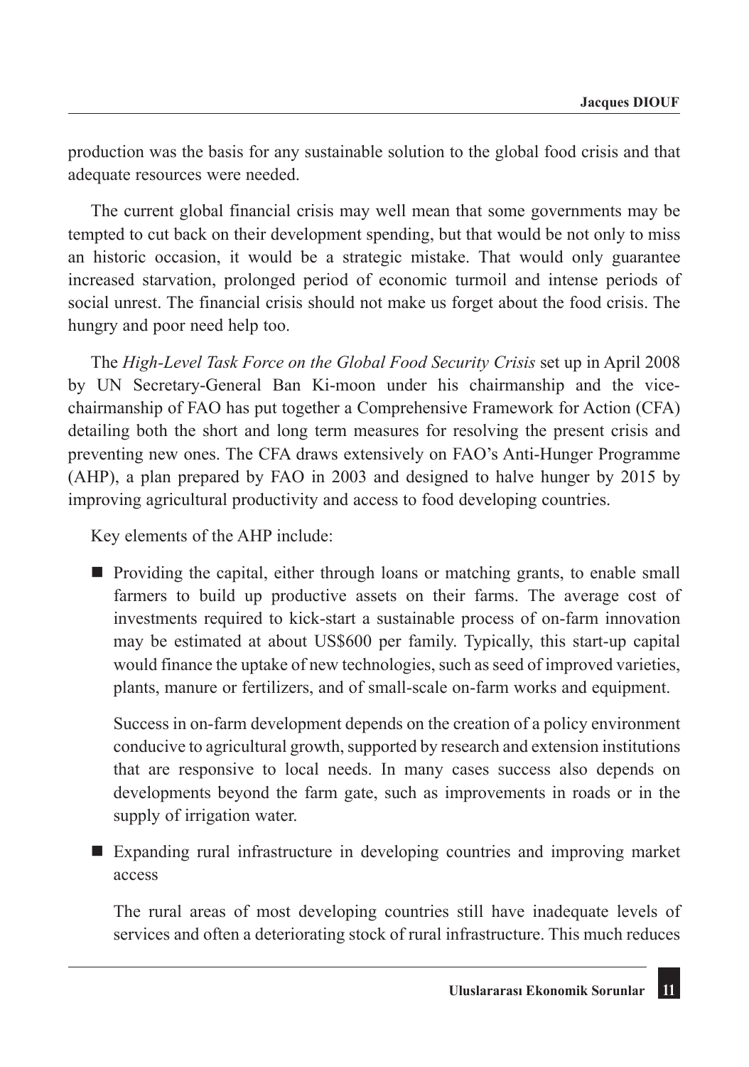production was the basis for any sustainable solution to the global food crisis and that adequate resources were needed.

The current global financial crisis may well mean that some governments may be tempted to cut back on their development spending, but that would be not only to miss an historic occasion, it would be a strategic mistake. That would only guarantee increased starvation, prolonged period of economic turmoil and intense periods of social unrest. The financial crisis should not make us forget about the food crisis. The hungry and poor need help too.

The *High-Level Task Force on the Global Food Security Crisis* set up in April 2008 by UN Secretary-General Ban Ki-moon under his chairmanship and the vice-chairmanship of FAO has put together a Comprehensive Framework for Action (CFA) detailing both the short and long term measures for resolving the present crisis and preventing new ones. The CFA draws extensively on FAO's Anti-Hunger Programme (AHP), a plan prepared by FAO in 2003 and designed to halve hunger by 2015 by improving agricultural productivity and access to food developing countries.

Key elements of the AHP include:

- Providing the capital, either through loans or matching grants, to enable small farmers to build up productive assets on their farms. The average cost of investments required to kick-start a sustainable process of on-farm innovation may be estimated at about US$600 per family. Typically, this start-up capital would finance the uptake of new technologies, such as seed of improved varieties, plants, manure or fertilizers, and of small-scale on-farm works and equipment.

  Success in on-farm development depends on the creation of a policy environment conducive to agricultural growth, supported by research and extension institutions that are responsive to local needs. In many cases success also depends on developments beyond the farm gate, such as improvements in roads or in the supply of irrigation water.

- Expanding rural infrastructure in developing countries and improving market access

  The rural areas of most developing countries still have inadequate levels of services and often a deteriorating stock of rural infrastructure. This much reduces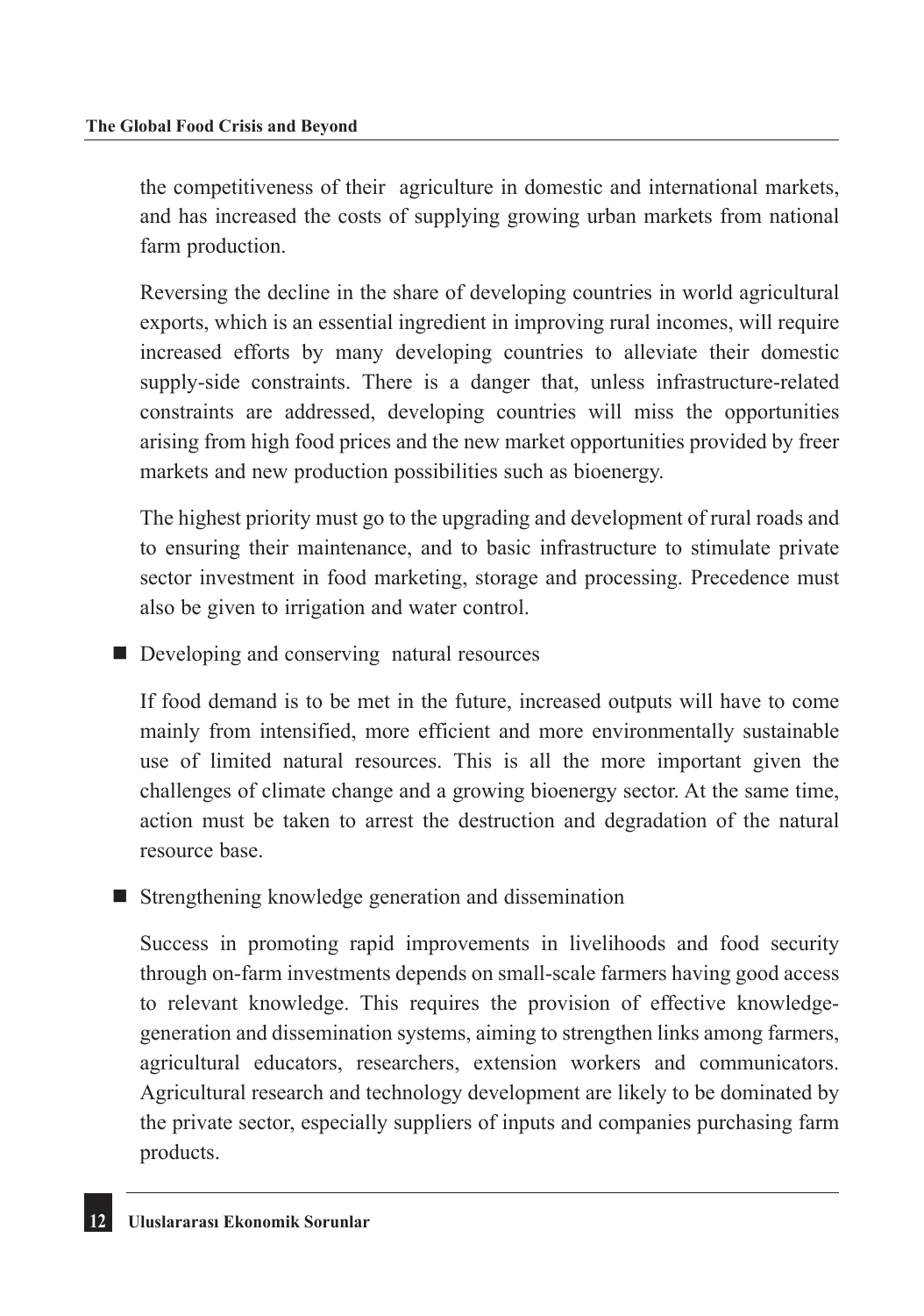the competitiveness of their agriculture in domestic and international markets, and has increased the costs of supplying growing urban markets from national farm production.

Reversing the decline in the share of developing countries in world agricultural exports, which is an essential ingredient in improving rural incomes, will require increased efforts by many developing countries to alleviate their domestic supply-side constraints. There is a danger that, unless infrastructure-related constraints are addressed, developing countries will miss the opportunities arising from high food prices and the new market opportunities provided by freer markets and new production possibilities such as bioenergy.

The highest priority must go to the upgrading and development of rural roads and to ensuring their maintenance, and to basic infrastructure to stimulate private sector investment in food marketing, storage and processing. Precedence must also be given to irrigation and water control.

- Developing and conserving natural resources

  If food demand is to be met in the future, increased outputs will have to come mainly from intensified, more efficient and more environmentally sustainable use of limited natural resources. This is all the more important given the challenges of climate change and a growing bioenergy sector. At the same time, action must be taken to arrest the destruction and degradation of the natural resource base.

- Strengthening knowledge generation and dissemination

  Success in promoting rapid improvements in livelihoods and food security through on-farm investments depends on small-scale farmers having good access to relevant knowledge. This requires the provision of effective knowledge-generation and dissemination systems, aiming to strengthen links among farmers, agricultural educators, researchers, extension workers and communicators. Agricultural research and technology development are likely to be dominated by the private sector, especially suppliers of inputs and companies purchasing farm products.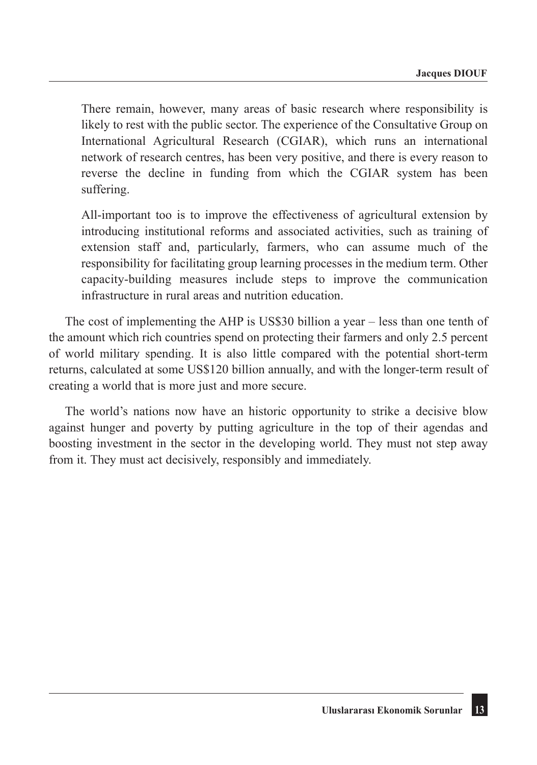There remain, however, many areas of basic research where responsibility is likely to rest with the public sector. The experience of the Consultative Group on International Agricultural Research (CGIAR), which runs an international network of research centres, has been very positive, and there is every reason to reverse the decline in funding from which the CGIAR system has been suffering.

All-important too is to improve the effectiveness of agricultural extension by introducing institutional reforms and associated activities, such as training of extension staff and, particularly, farmers, who can assume much of the responsibility for facilitating group learning processes in the medium term. Other capacity-building measures include steps to improve the communication infrastructure in rural areas and nutrition education.

The cost of implementing the AHP is US$30 billion a year – less than one tenth of the amount which rich countries spend on protecting their farmers and only 2.5 percent of world military spending. It is also little compared with the potential short-term returns, calculated at some US$120 billion annually, and with the longer-term result of creating a world that is more just and more secure.

The world's nations now have an historic opportunity to strike a decisive blow against hunger and poverty by putting agriculture in the top of their agendas and boosting investment in the sector in the developing world. They must not step away from it. They must act decisively, responsibly and immediately.